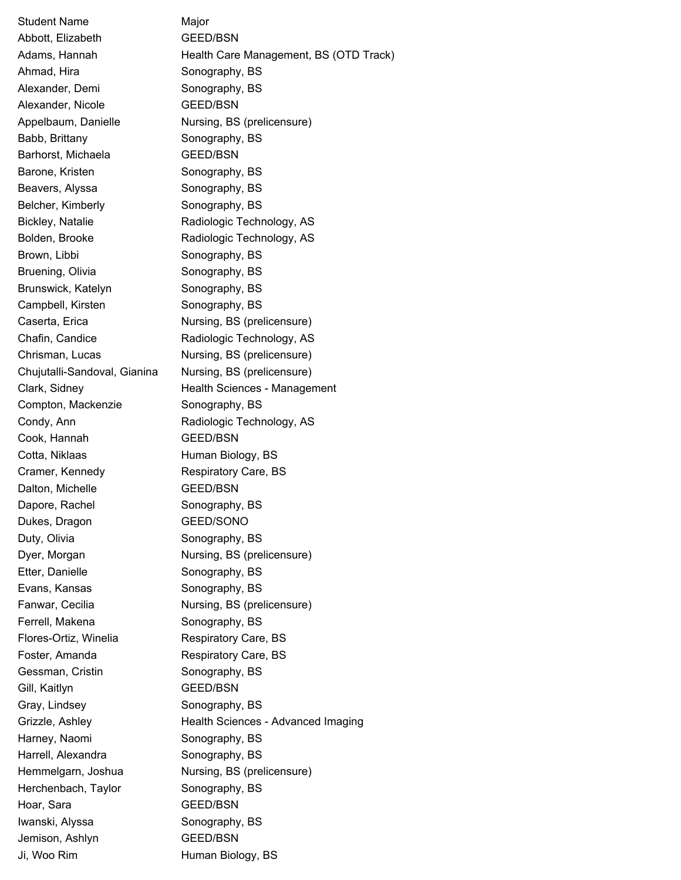| Student Name | Major |
| --- | --- |
| Abbott, Elizabeth | GEED/BSN |
| Adams, Hannah | Health Care Management, BS (OTD Track) |
| Ahmad, Hira | Sonography, BS |
| Alexander, Demi | Sonography, BS |
| Alexander, Nicole | GEED/BSN |
| Appelbaum, Danielle | Nursing, BS (prelicensure) |
| Babb, Brittany | Sonography, BS |
| Barhorst, Michaela | GEED/BSN |
| Barone, Kristen | Sonography, BS |
| Beavers, Alyssa | Sonography, BS |
| Belcher, Kimberly | Sonography, BS |
| Bickley, Natalie | Radiologic Technology, AS |
| Bolden, Brooke | Radiologic Technology, AS |
| Brown, Libbi | Sonography, BS |
| Bruening, Olivia | Sonography, BS |
| Brunswick, Katelyn | Sonography, BS |
| Campbell, Kirsten | Sonography, BS |
| Caserta, Erica | Nursing, BS (prelicensure) |
| Chafin, Candice | Radiologic Technology, AS |
| Chrisman, Lucas | Nursing, BS (prelicensure) |
| Chujutalli-Sandoval, Gianina | Nursing, BS (prelicensure) |
| Clark, Sidney | Health Sciences - Management |
| Compton, Mackenzie | Sonography, BS |
| Condy, Ann | Radiologic Technology, AS |
| Cook, Hannah | GEED/BSN |
| Cotta, Niklaas | Human Biology, BS |
| Cramer, Kennedy | Respiratory Care, BS |
| Dalton, Michelle | GEED/BSN |
| Dapore, Rachel | Sonography, BS |
| Dukes, Dragon | GEED/SONO |
| Duty, Olivia | Sonography, BS |
| Dyer, Morgan | Nursing, BS (prelicensure) |
| Etter, Danielle | Sonography, BS |
| Evans, Kansas | Sonography, BS |
| Fanwar, Cecilia | Nursing, BS (prelicensure) |
| Ferrell, Makena | Sonography, BS |
| Flores-Ortiz, Winelia | Respiratory Care, BS |
| Foster, Amanda | Respiratory Care, BS |
| Gessman, Cristin | Sonography, BS |
| Gill, Kaitlyn | GEED/BSN |
| Gray, Lindsey | Sonography, BS |
| Grizzle, Ashley | Health Sciences - Advanced Imaging |
| Harney, Naomi | Sonography, BS |
| Harrell, Alexandra | Sonography, BS |
| Hemmelgarn, Joshua | Nursing, BS (prelicensure) |
| Herchenbach, Taylor | Sonography, BS |
| Hoar, Sara | GEED/BSN |
| Iwanski, Alyssa | Sonography, BS |
| Jemison, Ashlyn | GEED/BSN |
| Ji, Woo Rim | Human Biology, BS |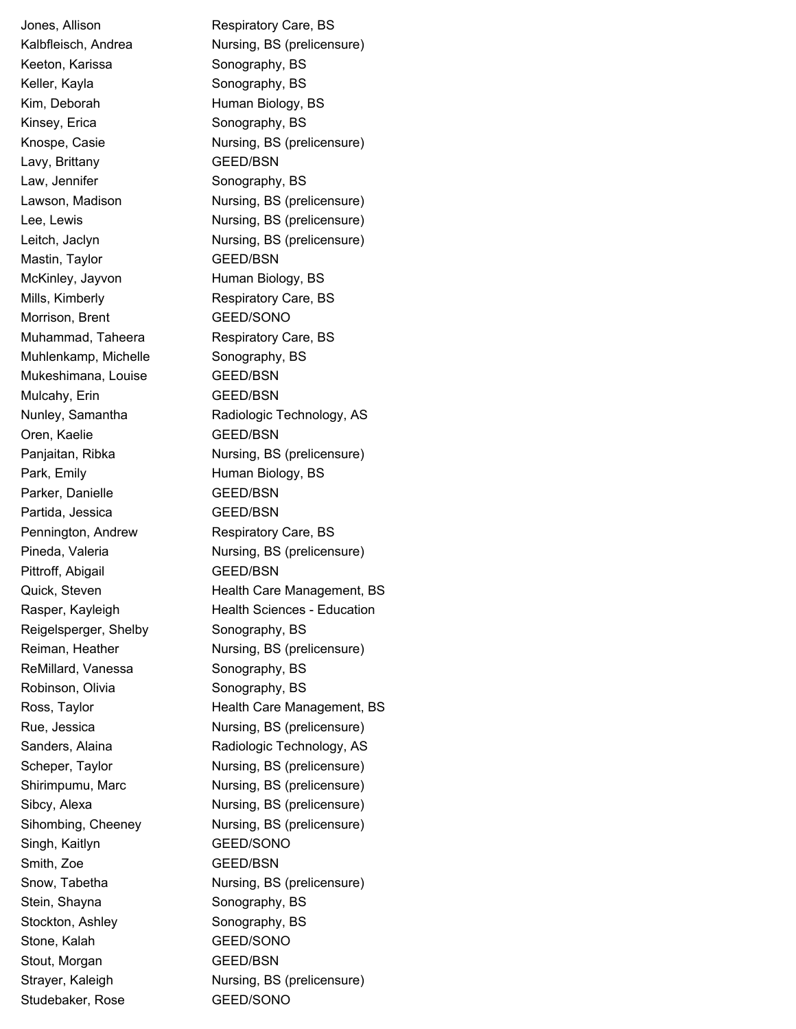| | |
|---|---|
| Jones, Allison | Respiratory Care, BS |
| Kalbfleisch, Andrea | Nursing, BS (prelicensure) |
| Keeton, Karissa | Sonography, BS |
| Keller, Kayla | Sonography, BS |
| Kim, Deborah | Human Biology, BS |
| Kinsey, Erica | Sonography, BS |
| Knospe, Casie | Nursing, BS (prelicensure) |
| Lavy, Brittany | GEED/BSN |
| Law, Jennifer | Sonography, BS |
| Lawson, Madison | Nursing, BS (prelicensure) |
| Lee, Lewis | Nursing, BS (prelicensure) |
| Leitch, Jaclyn | Nursing, BS (prelicensure) |
| Mastin, Taylor | GEED/BSN |
| McKinley, Jayvon | Human Biology, BS |
| Mills, Kimberly | Respiratory Care, BS |
| Morrison, Brent | GEED/SONO |
| Muhammad, Taheera | Respiratory Care, BS |
| Muhlenkamp, Michelle | Sonography, BS |
| Mukeshimana, Louise | GEED/BSN |
| Mulcahy, Erin | GEED/BSN |
| Nunley, Samantha | Radiologic Technology, AS |
| Oren, Kaelie | GEED/BSN |
| Panjaitan, Ribka | Nursing, BS (prelicensure) |
| Park, Emily | Human Biology, BS |
| Parker, Danielle | GEED/BSN |
| Partida, Jessica | GEED/BSN |
| Pennington, Andrew | Respiratory Care, BS |
| Pineda, Valeria | Nursing, BS (prelicensure) |
| Pittroff, Abigail | GEED/BSN |
| Quick, Steven | Health Care Management, BS |
| Rasper, Kayleigh | Health Sciences - Education |
| Reigelsperger, Shelby | Sonography, BS |
| Reiman, Heather | Nursing, BS (prelicensure) |
| ReMillard, Vanessa | Sonography, BS |
| Robinson, Olivia | Sonography, BS |
| Ross, Taylor | Health Care Management, BS |
| Rue, Jessica | Nursing, BS (prelicensure) |
| Sanders, Alaina | Radiologic Technology, AS |
| Scheper, Taylor | Nursing, BS (prelicensure) |
| Shirimpumu, Marc | Nursing, BS (prelicensure) |
| Sibcy, Alexa | Nursing, BS (prelicensure) |
| Sihombing, Cheeney | Nursing, BS (prelicensure) |
| Singh, Kaitlyn | GEED/SONO |
| Smith, Zoe | GEED/BSN |
| Snow, Tabetha | Nursing, BS (prelicensure) |
| Stein, Shayna | Sonography, BS |
| Stockton, Ashley | Sonography, BS |
| Stone, Kalah | GEED/SONO |
| Stout, Morgan | GEED/BSN |
| Strayer, Kaleigh | Nursing, BS (prelicensure) |
| Studebaker, Rose | GEED/SONO |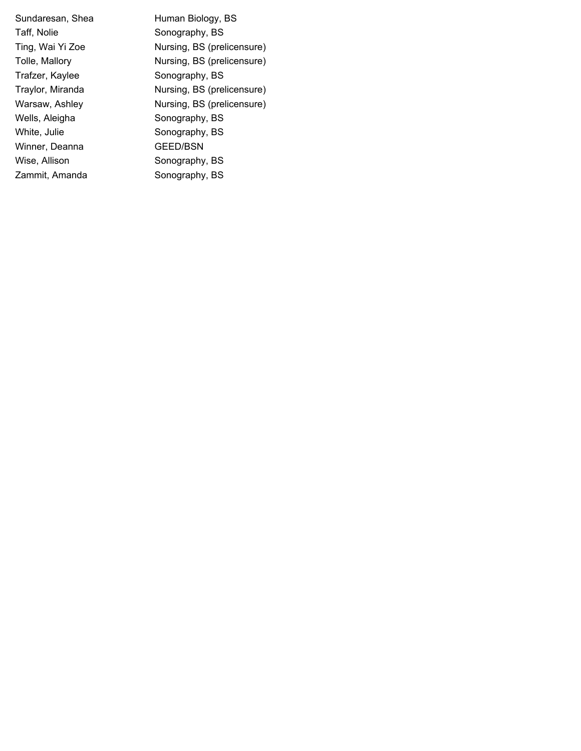| | |
|---|---|
| Sundaresan, Shea | Human Biology, BS |
| Taff, Nolie | Sonography, BS |
| Ting, Wai Yi Zoe | Nursing, BS (prelicensure) |
| Tolle, Mallory | Nursing, BS (prelicensure) |
| Trafzer, Kaylee | Sonography, BS |
| Traylor, Miranda | Nursing, BS (prelicensure) |
| Warsaw, Ashley | Nursing, BS (prelicensure) |
| Wells, Aleigha | Sonography, BS |
| White, Julie | Sonography, BS |
| Winner, Deanna | GEED/BSN |
| Wise, Allison | Sonography, BS |
| Zammit, Amanda | Sonography, BS |